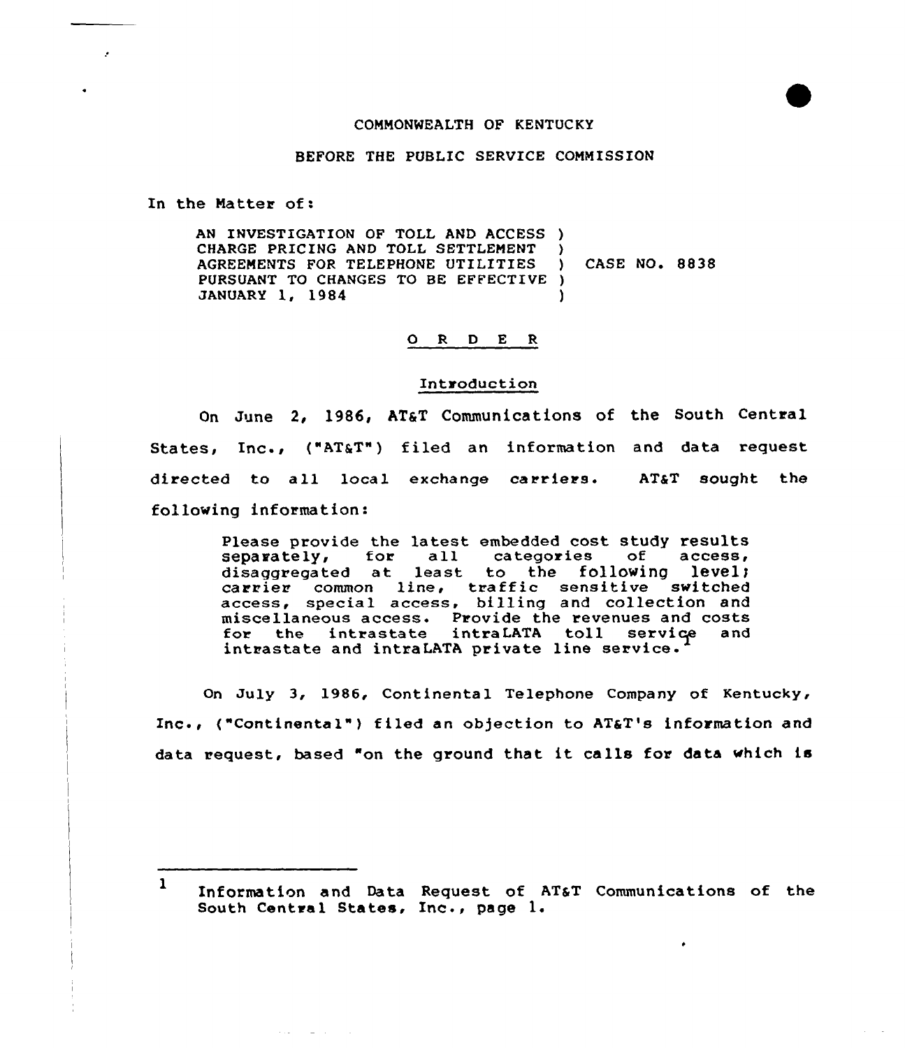COMMONWEALTH OF KENTUCKY

BEFORE THE PUBLIC SERVICE COMMISSION

In the Matter of:

AN INVESTIGATION OF TOLL AND ACCESS )
CHARGE PRICING AND TOLL SETTLEMENT )
AGREEMENTS FOR TELEPHONE UTILITIES ) CASE NO. 8838
PURSUANT TO CHANGES TO BE EFFECTIVE )
JANUARY 1, 1984 )

## O R D E R

### Introduction

On June 2, 1986, AT&T Communications of the South Central States, Inc., ("AT&T") filed an information and data request directed to all local exchange carriers. AT&T sought the following information:

> Please provide the latest embedded cost study results separately, for all categories of access, disaggregated at least to the following level; carrier common line, traffic sensitive switched access, special access, billing and collection and miscellaneous access. Provide the revenues and costs for the intrastate intraLATA toll service and intrastate and intraLATA private line service.[1]

On July 3, 1986, Continental Telephone Company of Kentucky, Inc., ("Continental") filed an objection to AT&T's information and data request, based "on the ground that it calls for data which is

---

[1] Information and Data Request of AT&T Communications of the South Central States, Inc., page 1.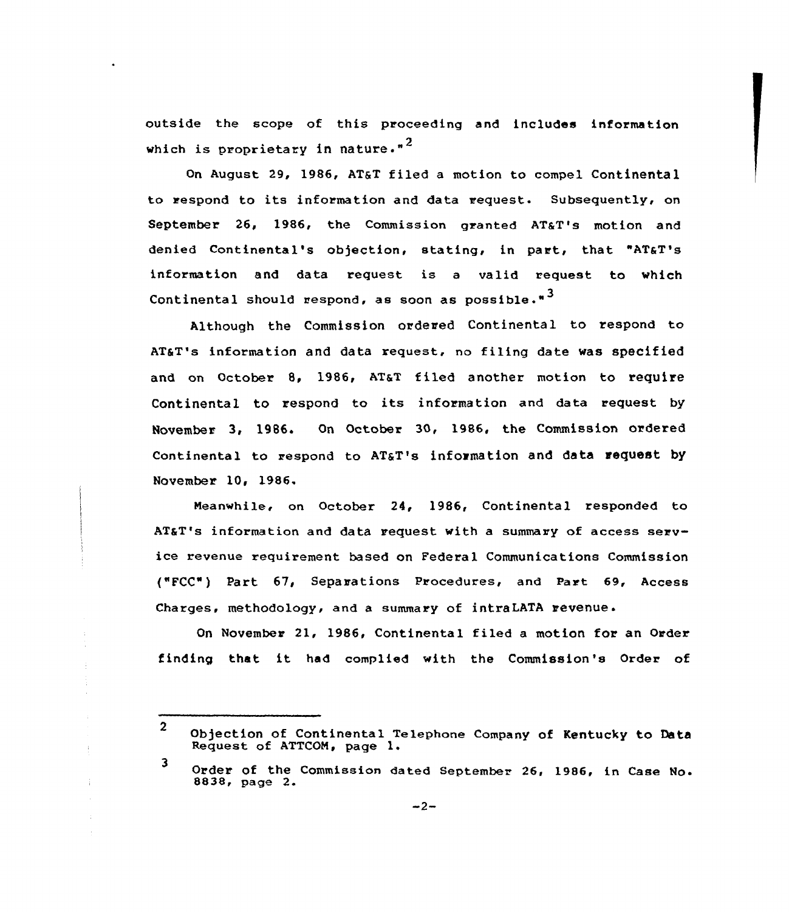outside the scope of this proceeding and includes information which is proprietary in nature."[2]

On August 29, 1986, AT&T filed a motion to compel Continental to respond to its information and data request. Subsequently, on September 26, 1986, the Commission granted AT&T's motion and denied Continental's objection, stating, in part, that "AT&T's information and data request is a valid request to which Continental should respond, as soon as possible."[3]

Although the Commission ordered Continental to respond to AT&T's information and data request, no filing date was specified and on October 8, 1986, AT&T filed another motion to require Continental to respond to its information and data request by November 3, 1986. On October 30, 1986, the Commission ordered Continental to respond to AT&T's information and data request by November 10, 1986.

Meanwhile, on October 24, 1986, Continental responded to AT&T's information and data request with a summary of access service revenue requirement based on Federal Communications Commission ("FCC") Part 67, Separations Procedures, and Part 69, Access Charges, methodology, and a summary of intraLATA revenue.

On November 21, 1986, Continental filed a motion for an Order finding that it had complied with the Commission's Order of

---

[2] Objection of Continental Telephone Company of Kentucky to Data Request of ATTCOM, page 1.

[3] Order of the Commission dated September 26, 1986, in Case No. 8838, page 2.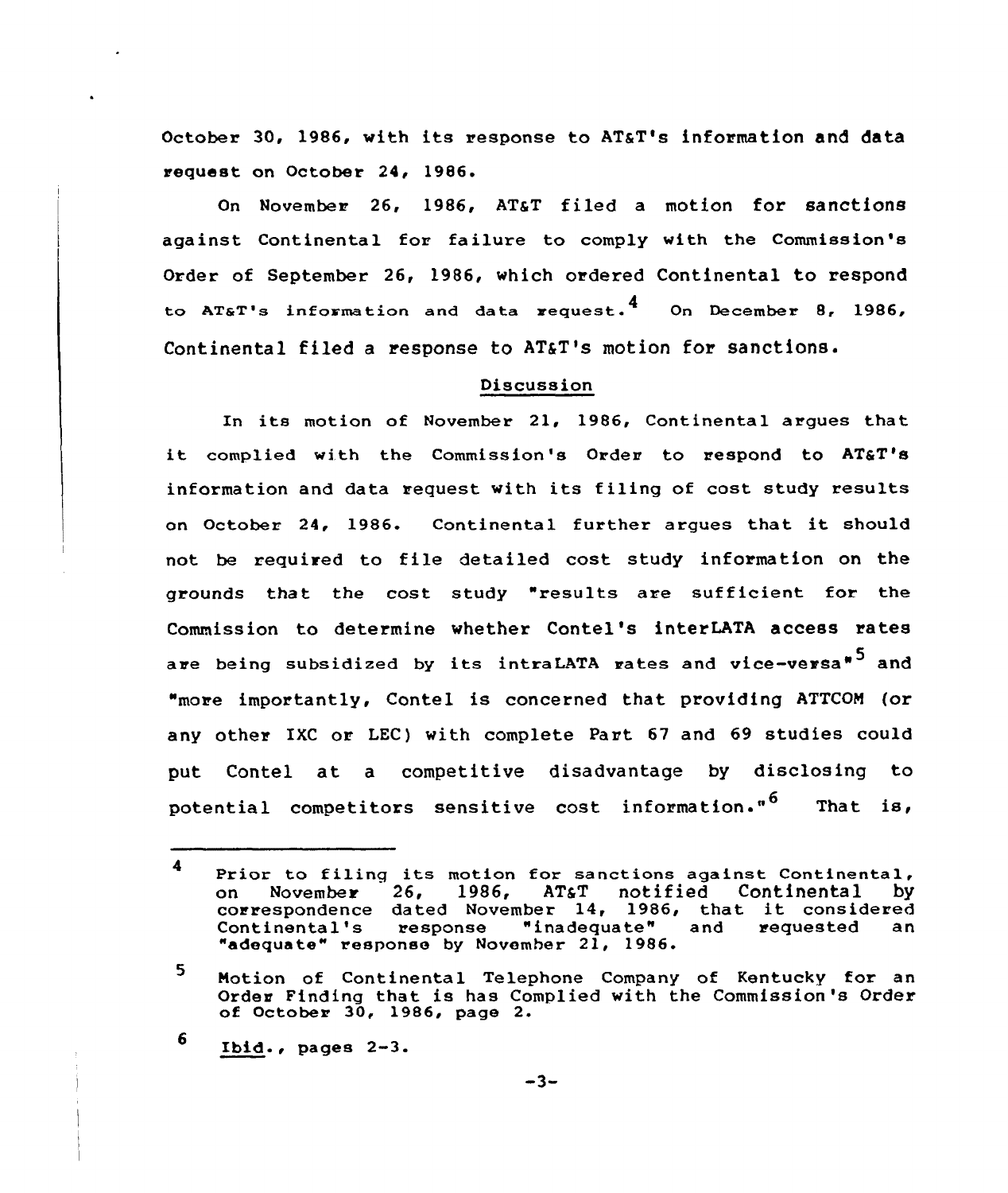October 30, 1986, with its response to AT&T's information and data request on October 24, 1986.

On November 26, 1986, AT&T filed a motion for sanctions against Continental for failure to comply with the Commission's Order of September 26, 1986, which ordered Continental to respond to AT&T's information and data request.[4] On December 8, 1986, Continental filed a response to AT&T's motion for sanctions.

## Discussion

In its motion of November 21, 1986, Continental argues that it complied with the Commission's Order to respond to AT&T's information and data request with its filing of cost study results on October 24, 1986. Continental further argues that it should not be required to file detailed cost study information on the grounds that the cost study "results are sufficient for the Commission to determine whether Contel's interLATA access rates are being subsidized by its intraLATA rates and vice-versa"[5] and "more importantly, Contel is concerned that providing ATTCOM (or any other IXC or LEC) with complete Part 67 and 69 studies could put Contel at a competitive disadvantage by disclosing to potential competitors sensitive cost information."[6] That is,

---

4 Prior to filing its motion for sanctions against Continental, on November 26, 1986, AT&T notified Continental by correspondence dated November 14, 1986, that it considered Continental's response "inadequate" and requested an "adequate" response by November 21, 1986.

5 Motion of Continental Telephone Company of Kentucky for an Order Finding that is has Complied with the Commission's Order of October 30, 1986, page 2.

6 *Ibid.*, pages 2-3.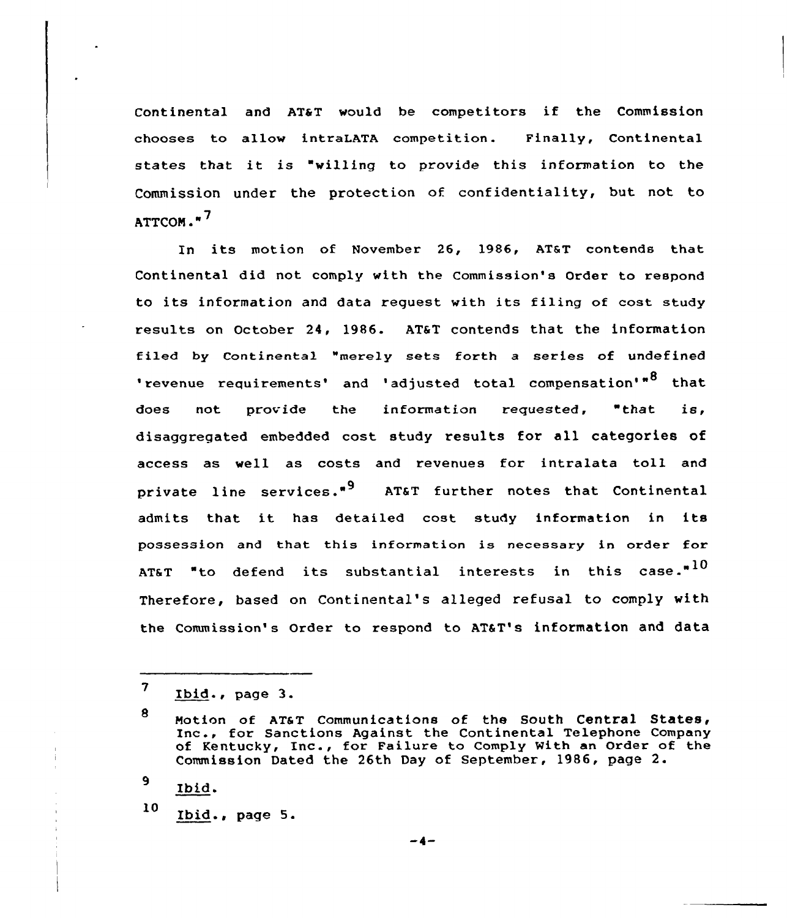Continental and AT&T would be competitors if the Commission chooses to allow intraLATA competition. Finally, Continental states that it is "willing to provide this information to the Commission under the protection of confidentiality, but not to ATTCOM."[7]

In its motion of November 26, 1986, AT&T contends that Continental did not comply with the Commission's Order to respond to its information and data request with its filing of cost study results on October 24, 1986. AT&T contends that the information filed by Continental "merely sets forth a series of undefined 'revenue requirements' and 'adjusted total compensation'"[8] that does not provide the information requested, "that is, disaggregated embedded cost study results for all categories of access as well as costs and revenues for intralata toll and private line services."[9] AT&T further notes that Continental admits that it has detailed cost study information in its possession and that this information is necessary in order for AT&T "to defend its substantial interests in this case."[10] Therefore, based on Continental's alleged refusal to comply with the Commission's Order to respond to AT&T's information and data

---

7 Ibid., page 3.

8 Motion of AT&T Communications of the South Central States, Inc., for Sanctions Against the Continental Telephone Company of Kentucky, Inc., for Failure to Comply With an Order of the Commission Dated the 26th Day of September, 1986, page 2.

9 Ibid.

10 Ibid., page 5.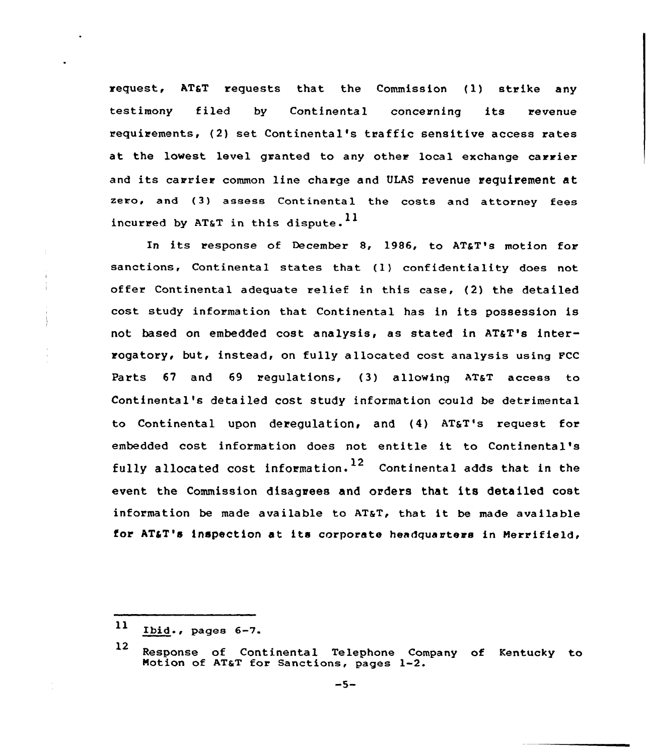request, AT&T requests that the Commission (1) strike any testimony filed by Continental concerning its revenue requirements, (2) set Continental's traffic sensitive access rates at the lowest level granted to any other local exchange carrier and its carrier common line charge and ULAS revenue requirement at zero, and (3) assess Continental the costs and attorney fees incurred by AT&T in this dispute.[11]

In its response of December 8, 1986, to AT&T's motion for sanctions, Continental states that (1) confidentiality does not offer Continental adequate relief in this case, (2) the detailed cost study information that Continental has in its possession is not based on embedded cost analysis, as stated in AT&T's interrogatory, but, instead, on fully allocated cost analysis using FCC Parts 67 and 69 regulations, (3) allowing AT&T access to Continental's detailed cost study information could be detrimental to Continental upon deregulation, and (4) AT&T's request for embedded cost information does not entitle it to Continental's fully allocated cost information.[12] Continental adds that in the event the Commission disagrees and orders that its detailed cost information be made available to AT&T, that it be made available for AT&T's inspection at its corporate headquarters in Merrifield,

---

[11] Ibid., pages 6-7.

[12] Response of Continental Telephone Company of Kentucky to Motion of AT&T for Sanctions, pages 1-2.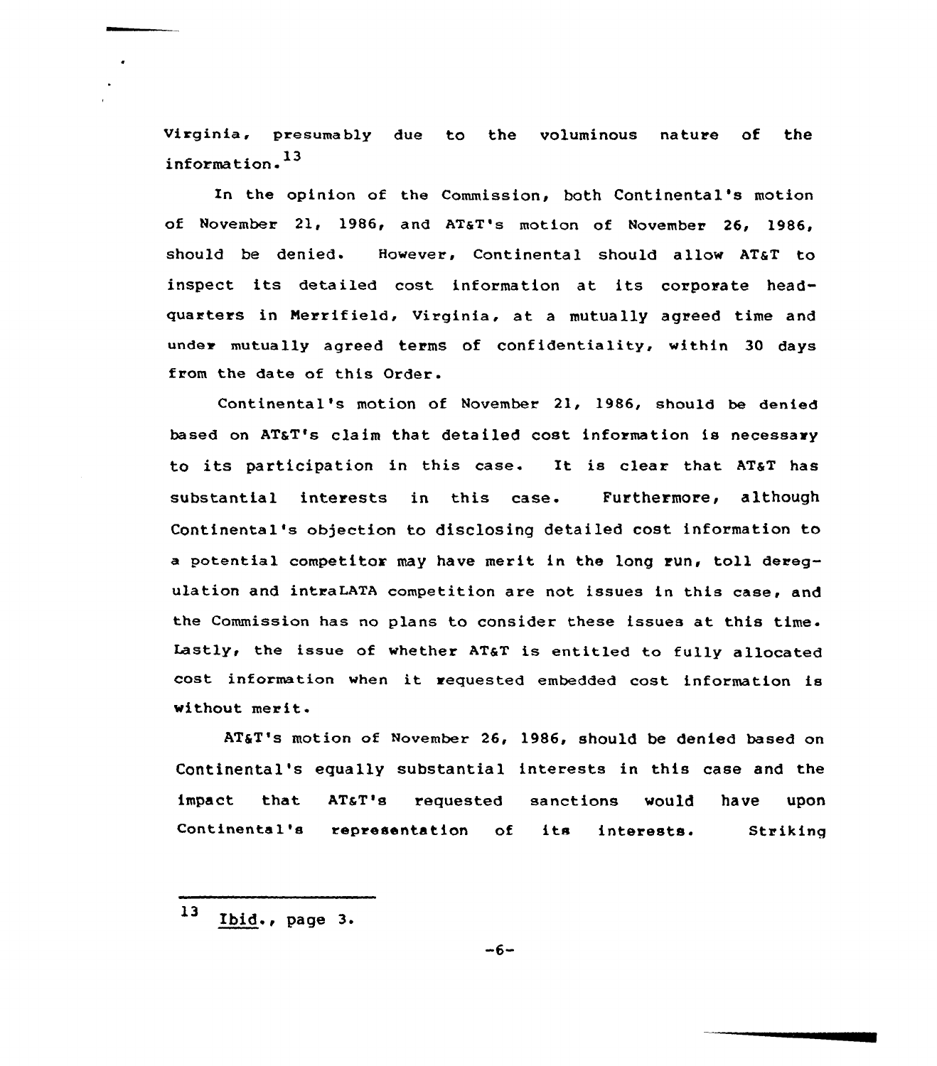Virginia, presumably due to the voluminous nature of the information.[13]

In the opinion of the Commission, both Continental's motion of November 21, 1986, and AT&T's motion of November 26, 1986, should be denied. However, Continental should allow AT&T to inspect its detailed cost information at its corporate headquarters in Merrifield, Virginia, at a mutually agreed time and under mutually agreed terms of confidentiality, within 30 days from the date of this Order.

Continental's motion of November 21, 1986, should be denied based on AT&T's claim that detailed cost information is necessary to its participation in this case. It is clear that AT&T has substantial interests in this case. Furthermore, although Continental's objection to disclosing detailed cost information to a potential competitor may have merit in the long run, toll deregulation and intraLATA competition are not issues in this case, and the Commission has no plans to consider these issues at this time. Lastly, the issue of whether AT&T is entitled to fully allocated cost information when it requested embedded cost information is without merit.

AT&T's motion of November 26, 1986, should be denied based on Continental's equally substantial interests in this case and the impact that AT&T's requested sanctions would have upon Continental's representation of its interests. Striking

---

[13] Ibid., page 3.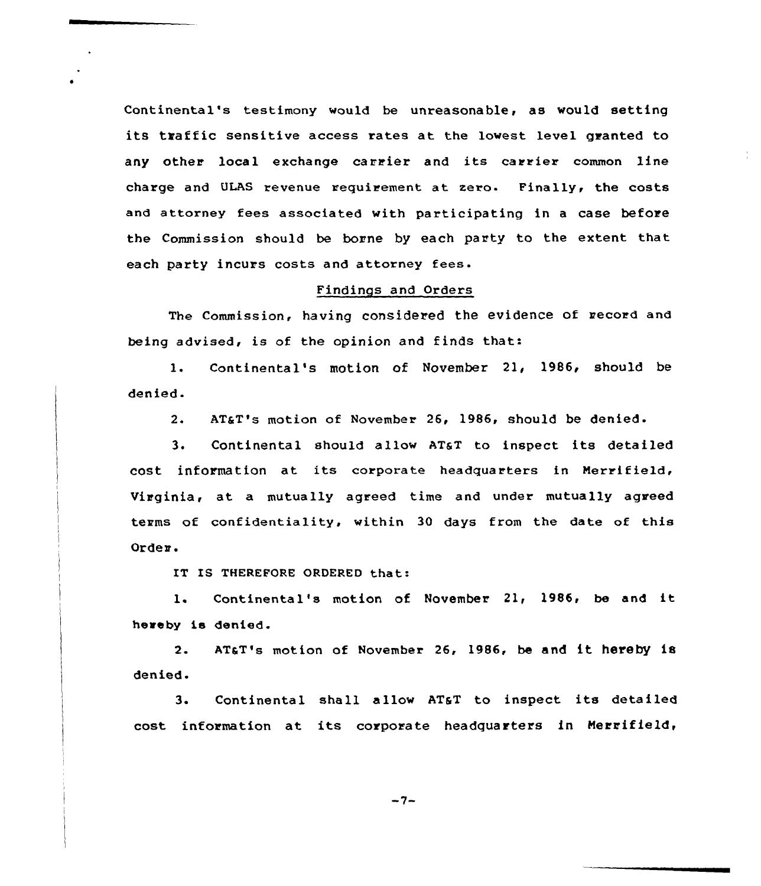Continental's testimony would be unreasonable, as would setting its traffic sensitive access rates at the lowest level granted to any other local exchange carrier and its carrier common line charge and ULAS revenue requirement at zero. Finally, the costs and attorney fees associated with participating in a case before the Commission should be borne by each party to the extent that each party incurs costs and attorney fees.

## Findings and Orders

The Commission, having considered the evidence of record and being advised, is of the opinion and finds that:

1. Continental's motion of November 21, 1986, should be denied.

2. AT&T's motion of November 26, 1986, should be denied.

3. Continental should allow AT&T to inspect its detailed cost information at its corporate headquarters in Merrifield, Virginia, at a mutually agreed time and under mutually agreed terms of confidentiality, within 30 days from the date of this Order.

IT IS THEREFORE ORDERED that:

1. Continental's motion of November 21, 1986, be and it hereby is denied.

2. AT&T's motion of November 26, 1986, be and it hereby is denied.

3. Continental shall allow AT&T to inspect its detailed cost information at its corporate headquarters in Merrifield,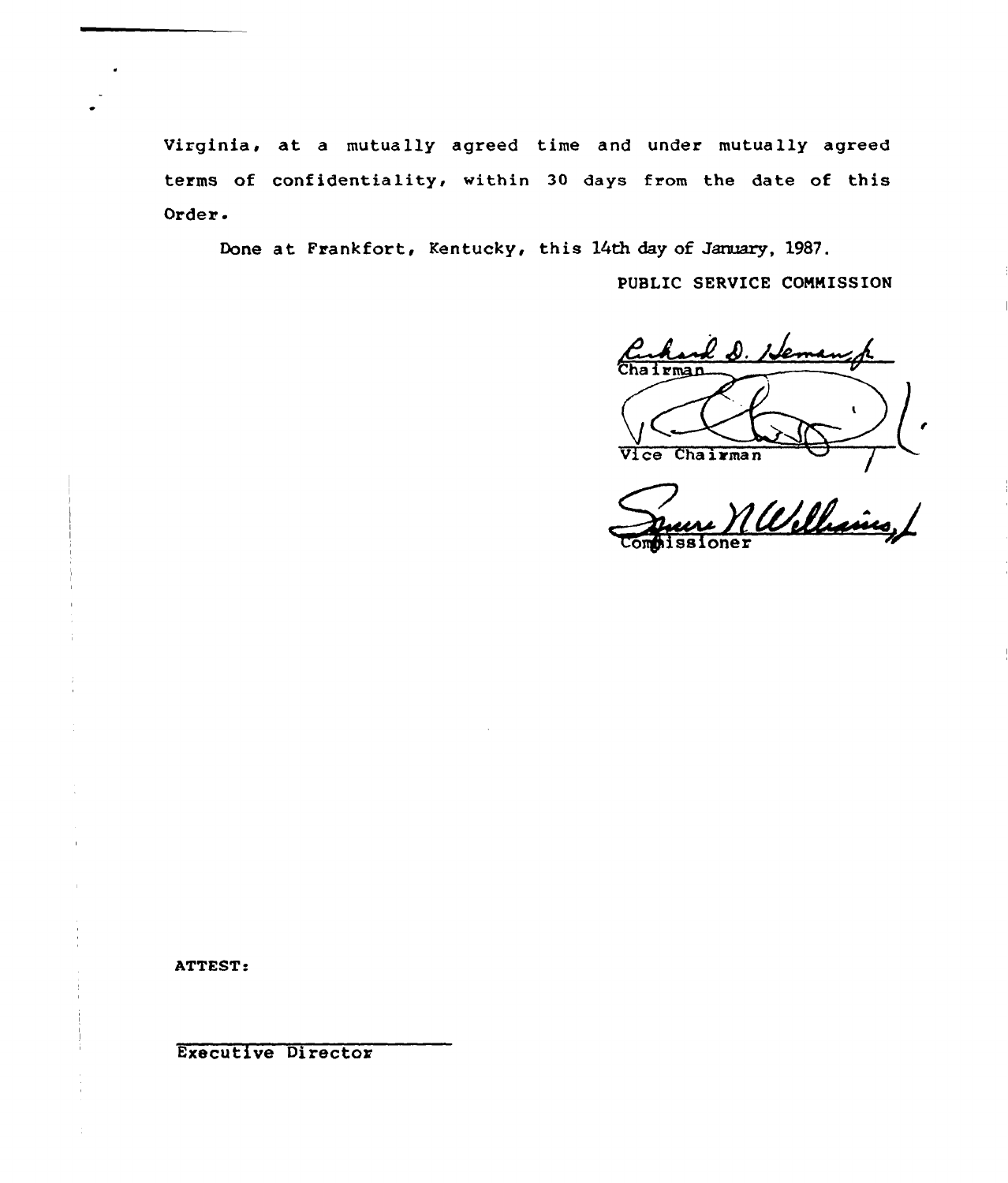Virginia, at a mutually agreed time and under mutually agreed terms of confidentiality, within 30 days from the date of this Order.

Done at Frankfort, Kentucky, this 14th day of January, 1987.

PUBLIC SERVICE COMMISSION

Chairman

Vice Chairman

Commissioner

ATTEST:

Executive Director